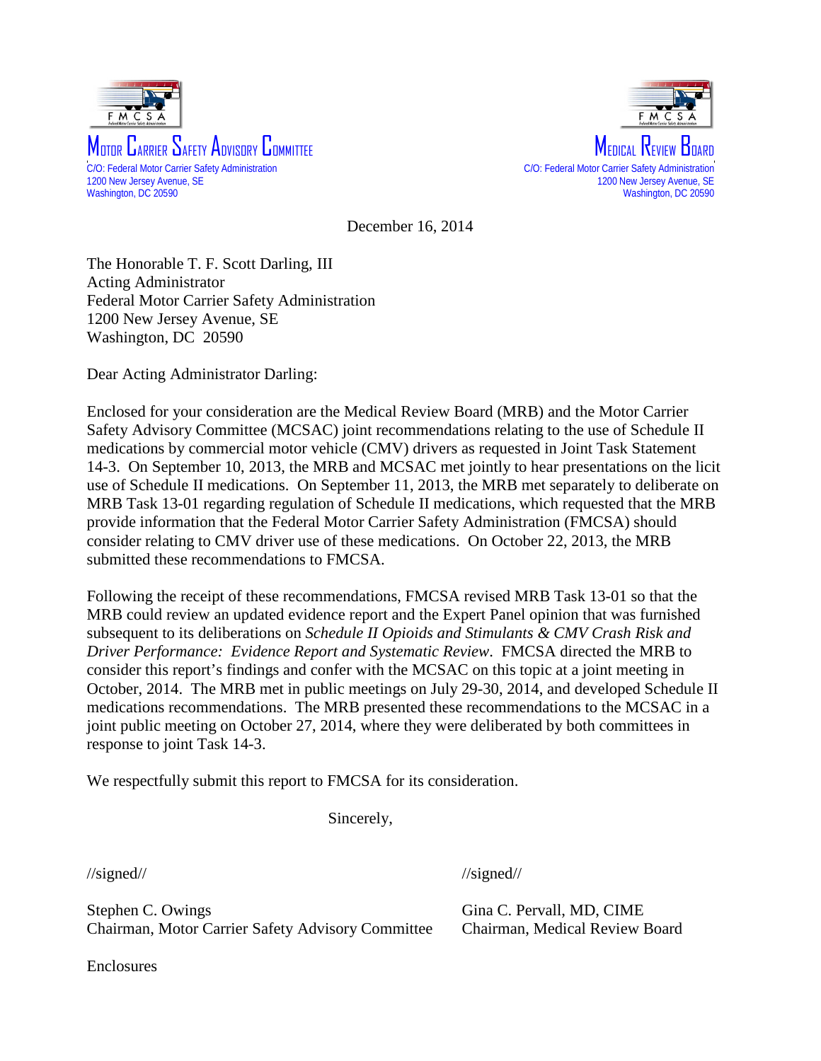MOTOR CARRIER SAFETY ADVISORY COMMITTEE
C/O: Federal Motor Carrier Safety Administration
1200 New Jersey Avenue, SE
Washington, DC 20590

MEDICAL REVIEW BOARD
C/O: Federal Motor Carrier Safety Administration
1200 New Jersey Avenue, SE
Washington, DC 20590

December 16, 2014

The Honorable T. F. Scott Darling, III
Acting Administrator
Federal Motor Carrier Safety Administration
1200 New Jersey Avenue, SE
Washington, DC 20590

Dear Acting Administrator Darling:

Enclosed for your consideration are the Medical Review Board (MRB) and the Motor Carrier Safety Advisory Committee (MCSAC) joint recommendations relating to the use of Schedule II medications by commercial motor vehicle (CMV) drivers as requested in Joint Task Statement 14-3. On September 10, 2013, the MRB and MCSAC met jointly to hear presentations on the licit use of Schedule II medications. On September 11, 2013, the MRB met separately to deliberate on MRB Task 13-01 regarding regulation of Schedule II medications, which requested that the MRB provide information that the Federal Motor Carrier Safety Administration (FMCSA) should consider relating to CMV driver use of these medications. On October 22, 2013, the MRB submitted these recommendations to FMCSA.

Following the receipt of these recommendations, FMCSA revised MRB Task 13-01 so that the MRB could review an updated evidence report and the Expert Panel opinion that was furnished subsequent to its deliberations on *Schedule II Opioids and Stimulants & CMV Crash Risk and Driver Performance: Evidence Report and Systematic Review*. FMCSA directed the MRB to consider this report's findings and confer with the MCSAC on this topic at a joint meeting in October, 2014. The MRB met in public meetings on July 29-30, 2014, and developed Schedule II medications recommendations. The MRB presented these recommendations to the MCSAC in a joint public meeting on October 27, 2014, where they were deliberated by both committees in response to joint Task 14-3.

We respectfully submit this report to FMCSA for its consideration.

Sincerely,

//signed//

Stephen C. Owings
Chairman, Motor Carrier Safety Advisory Committee

//signed//

Gina C. Pervall, MD, CIME
Chairman, Medical Review Board

Enclosures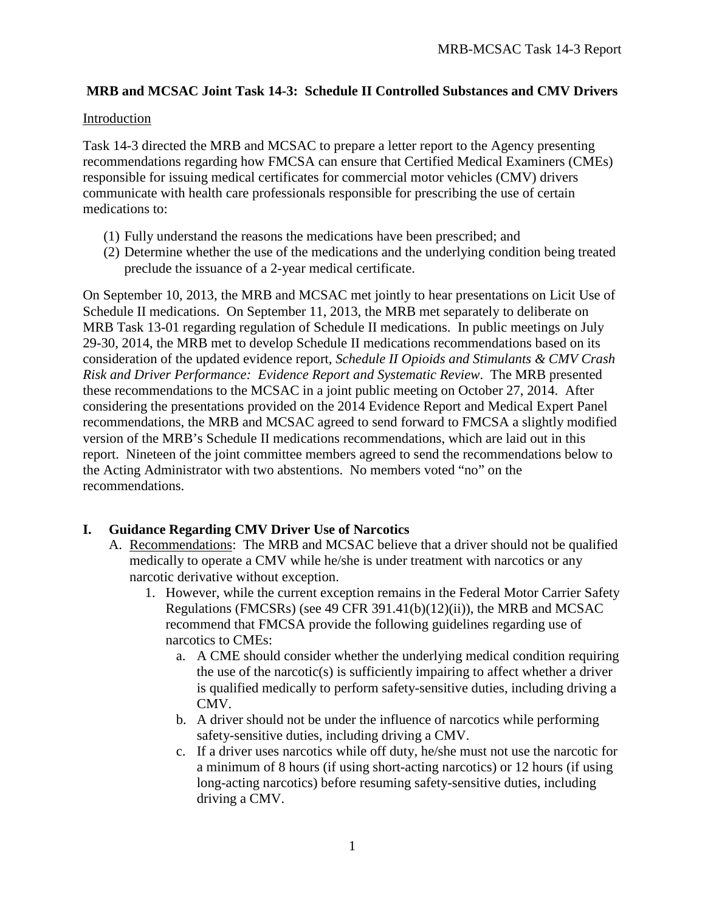### MRB and MCSAC Joint Task 14-3: Schedule II Controlled Substances and CMV Drivers

Introduction

Task 14-3 directed the MRB and MCSAC to prepare a letter report to the Agency presenting recommendations regarding how FMCSA can ensure that Certified Medical Examiners (CMEs) responsible for issuing medical certificates for commercial motor vehicles (CMV) drivers communicate with health care professionals responsible for prescribing the use of certain medications to:

(1) Fully understand the reasons the medications have been prescribed; and
(2) Determine whether the use of the medications and the underlying condition being treated preclude the issuance of a 2-year medical certificate.

On September 10, 2013, the MRB and MCSAC met jointly to hear presentations on Licit Use of Schedule II medications. On September 11, 2013, the MRB met separately to deliberate on MRB Task 13-01 regarding regulation of Schedule II medications. In public meetings on July 29-30, 2014, the MRB met to develop Schedule II medications recommendations based on its consideration of the updated evidence report, *Schedule II Opioids and Stimulants & CMV Crash Risk and Driver Performance: Evidence Report and Systematic Review*. The MRB presented these recommendations to the MCSAC in a joint public meeting on October 27, 2014. After considering the presentations provided on the 2014 Evidence Report and Medical Expert Panel recommendations, the MRB and MCSAC agreed to send forward to FMCSA a slightly modified version of the MRB's Schedule II medications recommendations, which are laid out in this report. Nineteen of the joint committee members agreed to send the recommendations below to the Acting Administrator with two abstentions. No members voted "no" on the recommendations.

## I. Guidance Regarding CMV Driver Use of Narcotics

A. Recommendations: The MRB and MCSAC believe that a driver should not be qualified medically to operate a CMV while he/she is under treatment with narcotics or any narcotic derivative without exception.

1. However, while the current exception remains in the Federal Motor Carrier Safety Regulations (FMCSRs) (see 49 CFR 391.41(b)(12)(ii)), the MRB and MCSAC recommend that FMCSA provide the following guidelines regarding use of narcotics to CMEs:
    a. A CME should consider whether the underlying medical condition requiring the use of the narcotic(s) is sufficiently impairing to affect whether a driver is qualified medically to perform safety-sensitive duties, including driving a CMV.
    b. A driver should not be under the influence of narcotics while performing safety-sensitive duties, including driving a CMV.
    c. If a driver uses narcotics while off duty, he/she must not use the narcotic for a minimum of 8 hours (if using short-acting narcotics) or 12 hours (if using long-acting narcotics) before resuming safety-sensitive duties, including driving a CMV.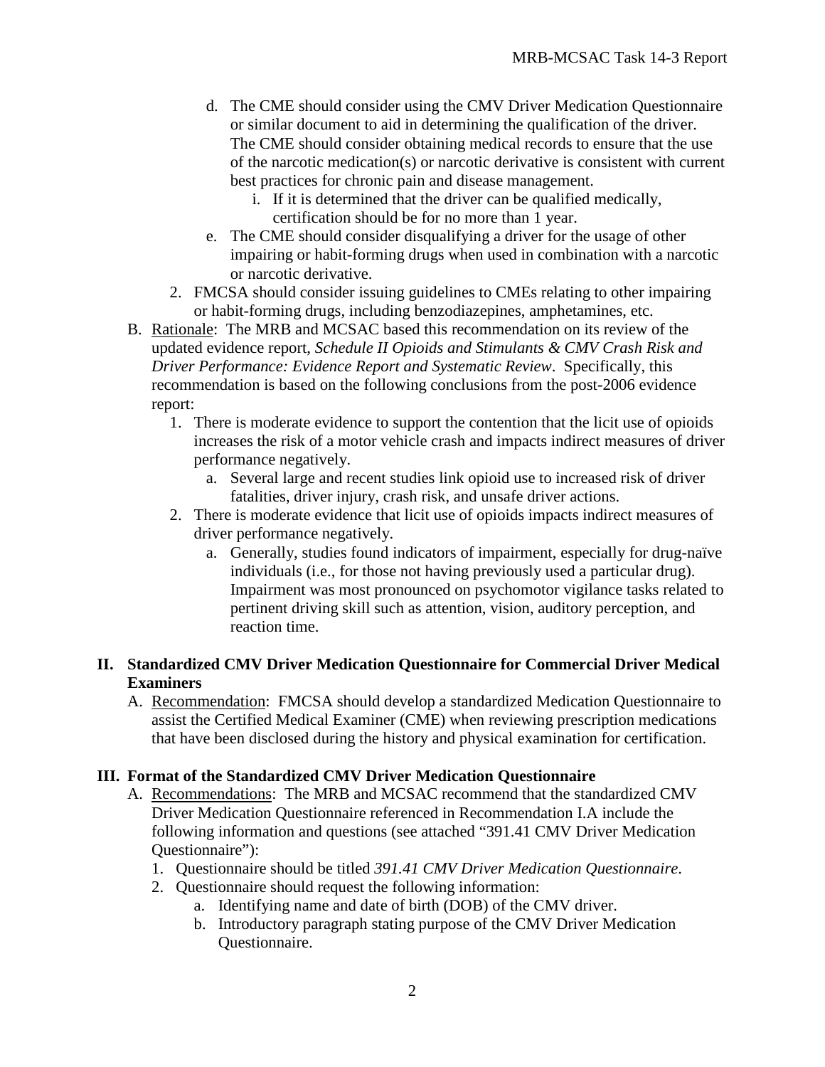d. The CME should consider using the CMV Driver Medication Questionnaire or similar document to aid in determining the qualification of the driver. The CME should consider obtaining medical records to ensure that the use of the narcotic medication(s) or narcotic derivative is consistent with current best practices for chronic pain and disease management.
    i. If it is determined that the driver can be qualified medically, certification should be for no more than 1 year.

e. The CME should consider disqualifying a driver for the usage of other impairing or habit-forming drugs when used in combination with a narcotic or narcotic derivative.

2. FMCSA should consider issuing guidelines to CMEs relating to other impairing or habit-forming drugs, including benzodiazepines, amphetamines, etc.

B. Rationale: The MRB and MCSAC based this recommendation on its review of the updated evidence report, *Schedule II Opioids and Stimulants & CMV Crash Risk and Driver Performance: Evidence Report and Systematic Review*. Specifically, this recommendation is based on the following conclusions from the post-2006 evidence report:

1. There is moderate evidence to support the contention that the licit use of opioids increases the risk of a motor vehicle crash and impacts indirect measures of driver performance negatively.
    a. Several large and recent studies link opioid use to increased risk of driver fatalities, driver injury, crash risk, and unsafe driver actions.
2. There is moderate evidence that licit use of opioids impacts indirect measures of driver performance negatively.
    a. Generally, studies found indicators of impairment, especially for drug-naïve individuals (i.e., for those not having previously used a particular drug). Impairment was most pronounced on psychomotor vigilance tasks related to pertinent driving skill such as attention, vision, auditory perception, and reaction time.

## II. Standardized CMV Driver Medication Questionnaire for Commercial Driver Medical Examiners

A. Recommendation: FMCSA should develop a standardized Medication Questionnaire to assist the Certified Medical Examiner (CME) when reviewing prescription medications that have been disclosed during the history and physical examination for certification.

## III. Format of the Standardized CMV Driver Medication Questionnaire

A. Recommendations: The MRB and MCSAC recommend that the standardized CMV Driver Medication Questionnaire referenced in Recommendation I.A include the following information and questions (see attached "391.41 CMV Driver Medication Questionnaire"):

1. Questionnaire should be titled *391.41 CMV Driver Medication Questionnaire*.
2. Questionnaire should request the following information:
    a. Identifying name and date of birth (DOB) of the CMV driver.
    b. Introductory paragraph stating purpose of the CMV Driver Medication Questionnaire.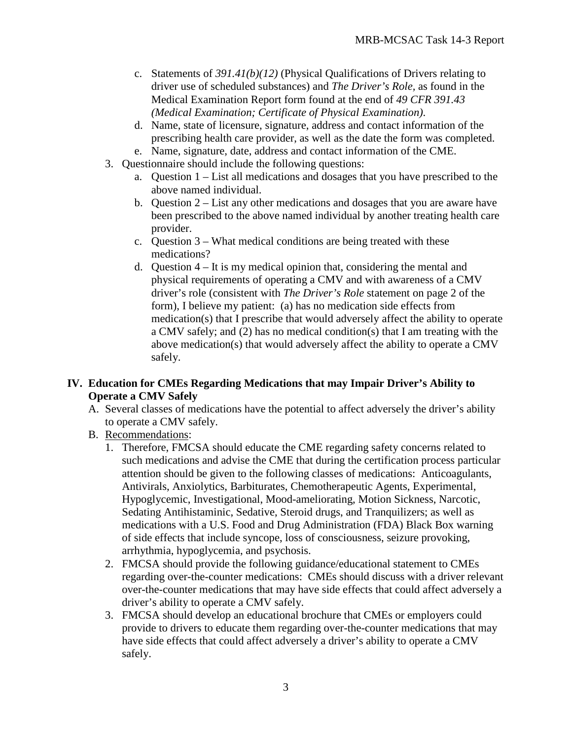c. Statements of *391.41(b)(12)* (Physical Qualifications of Drivers relating to driver use of scheduled substances) and *The Driver's Role*, as found in the Medical Examination Report form found at the end of *49 CFR 391.43 (Medical Examination; Certificate of Physical Examination)*.
d. Name, state of licensure, signature, address and contact information of the prescribing health care provider, as well as the date the form was completed.
e. Name, signature, date, address and contact information of the CME.

3. Questionnaire should include the following questions:
   a. Question 1 – List all medications and dosages that you have prescribed to the above named individual.
   b. Question 2 – List any other medications and dosages that you are aware have been prescribed to the above named individual by another treating health care provider.
   c. Question 3 – What medical conditions are being treated with these medications?
   d. Question 4 – It is my medical opinion that, considering the mental and physical requirements of operating a CMV and with awareness of a CMV driver's role (consistent with *The Driver's Role* statement on page 2 of the form), I believe my patient: (a) has no medication side effects from medication(s) that I prescribe that would adversely affect the ability to operate a CMV safely; and (2) has no medical condition(s) that I am treating with the above medication(s) that would adversely affect the ability to operate a CMV safely.

## IV. Education for CMEs Regarding Medications that may Impair Driver's Ability to Operate a CMV Safely

A. Several classes of medications have the potential to affect adversely the driver's ability to operate a CMV safely.

B. Recommendations:

1. Therefore, FMCSA should educate the CME regarding safety concerns related to such medications and advise the CME that during the certification process particular attention should be given to the following classes of medications: Anticoagulants, Antivirals, Anxiolytics, Barbiturates, Chemotherapeutic Agents, Experimental, Hypoglycemic, Investigational, Mood-ameliorating, Motion Sickness, Narcotic, Sedating Antihistaminic, Sedative, Steroid drugs, and Tranquilizers; as well as medications with a U.S. Food and Drug Administration (FDA) Black Box warning of side effects that include syncope, loss of consciousness, seizure provoking, arrhythmia, hypoglycemia, and psychosis.
2. FMCSA should provide the following guidance/educational statement to CMEs regarding over-the-counter medications: CMEs should discuss with a driver relevant over-the-counter medications that may have side effects that could affect adversely a driver's ability to operate a CMV safely.
3. FMCSA should develop an educational brochure that CMEs or employers could provide to drivers to educate them regarding over-the-counter medications that may have side effects that could affect adversely a driver's ability to operate a CMV safely.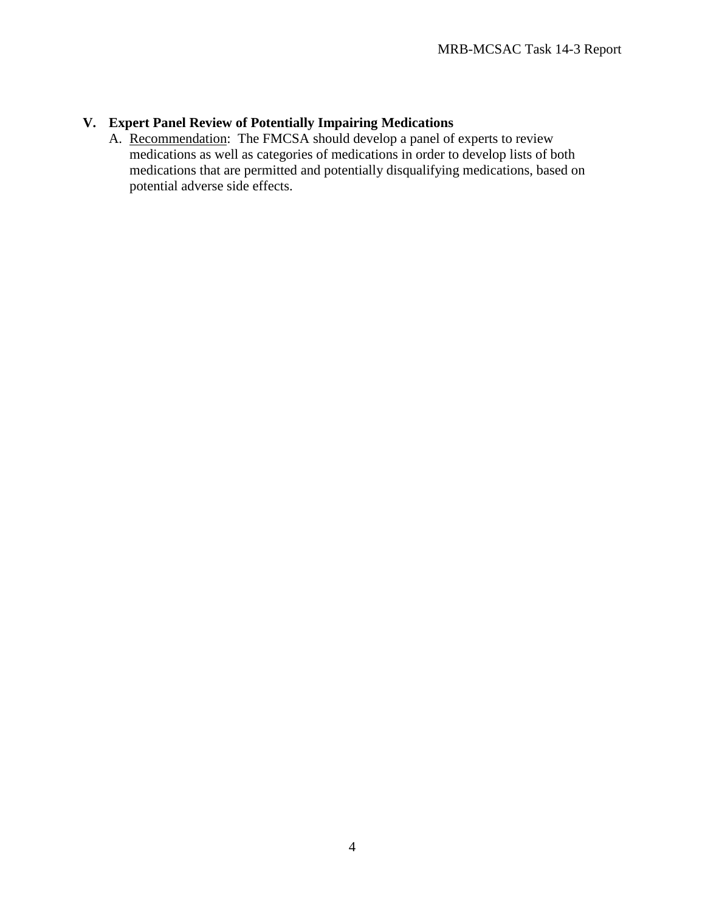## V. Expert Panel Review of Potentially Impairing Medications

A. Recommendation: The FMCSA should develop a panel of experts to review medications as well as categories of medications in order to develop lists of both medications that are permitted and potentially disqualifying medications, based on potential adverse side effects.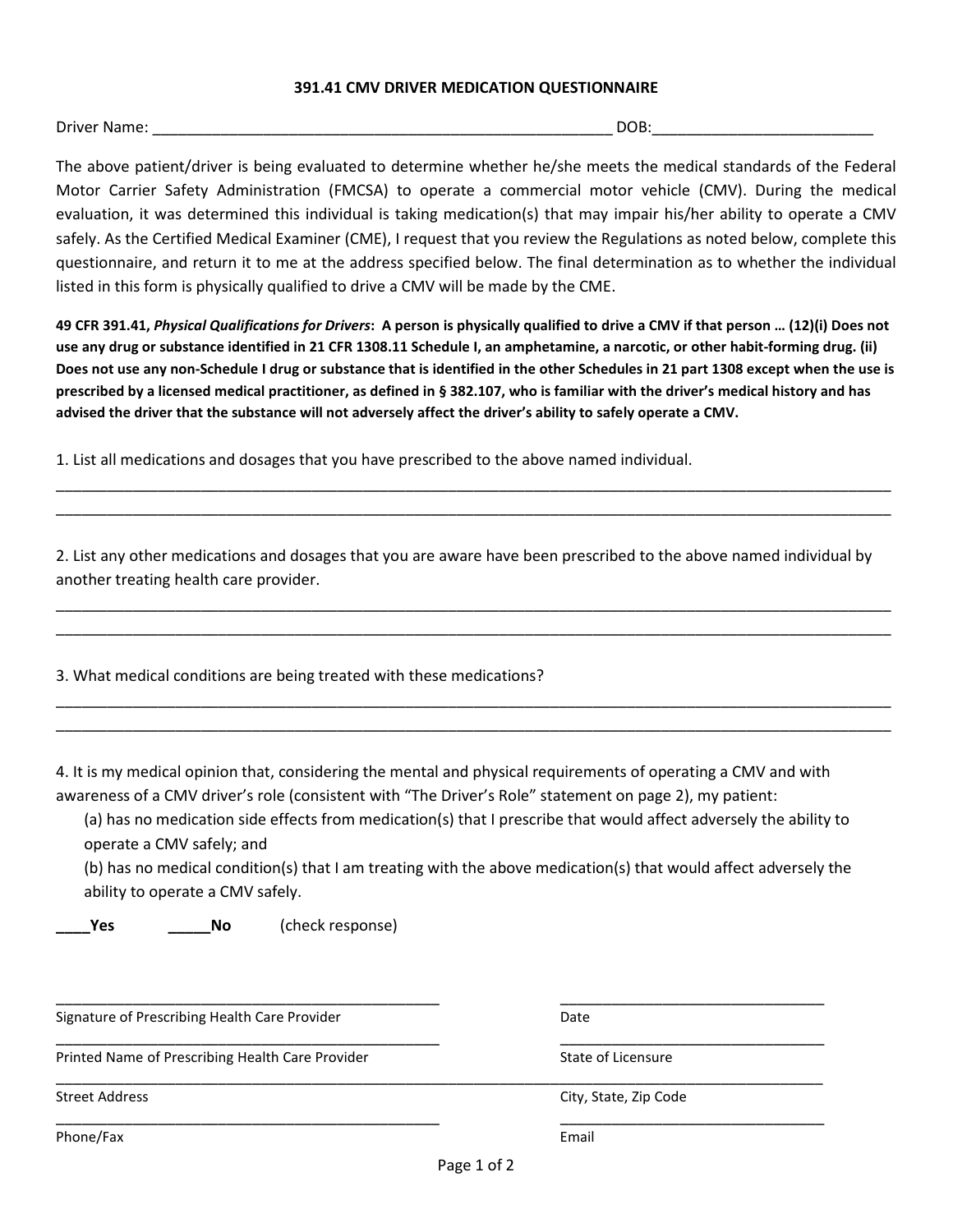# 391.41 CMV DRIVER MEDICATION QUESTIONNAIRE

Driver Name: _______________________________________________________ DOB:__________________________

The above patient/driver is being evaluated to determine whether he/she meets the medical standards of the Federal Motor Carrier Safety Administration (FMCSA) to operate a commercial motor vehicle (CMV). During the medical evaluation, it was determined this individual is taking medication(s) that may impair his/her ability to operate a CMV safely. As the Certified Medical Examiner (CME), I request that you review the Regulations as noted below, complete this questionnaire, and return it to me at the address specified below. The final determination as to whether the individual listed in this form is physically qualified to drive a CMV will be made by the CME.

**49 CFR 391.41, *Physical Qualifications for Drivers*: A person is physically qualified to drive a CMV if that person … (12)(i) Does not use any drug or substance identified in 21 CFR 1308.11 Schedule I, an amphetamine, a narcotic, or other habit-forming drug. (ii) Does not use any non-Schedule I drug or substance that is identified in the other Schedules in 21 part 1308 except when the use is prescribed by a licensed medical practitioner, as defined in § 382.107, who is familiar with the driver's medical history and has advised the driver that the substance will not adversely affect the driver's ability to safely operate a CMV.**

1. List all medications and dosages that you have prescribed to the above named individual.

____________________________________________________________________________________________________

____________________________________________________________________________________________________

2. List any other medications and dosages that you are aware have been prescribed to the above named individual by another treating health care provider.

____________________________________________________________________________________________________

____________________________________________________________________________________________________

3. What medical conditions are being treated with these medications?

____________________________________________________________________________________________________

____________________________________________________________________________________________________

4. It is my medical opinion that, considering the mental and physical requirements of operating a CMV and with awareness of a CMV driver's role (consistent with "The Driver's Role" statement on page 2), my patient:

(a) has no medication side effects from medication(s) that I prescribe that would affect adversely the ability to operate a CMV safely; and

(b) has no medical condition(s) that I am treating with the above medication(s) that would affect adversely the ability to operate a CMV safely.

**____Yes** **_____No** (check response)

_______________________________________________ _________________________________

Signature of Prescribing Health Care Provider Date

_______________________________________________ _________________________________

Printed Name of Prescribing Health Care Provider State of Licensure

_______________________________________________ _________________________________

Street Address City, State, Zip Code

_______________________________________________ _________________________________

Phone/Fax Email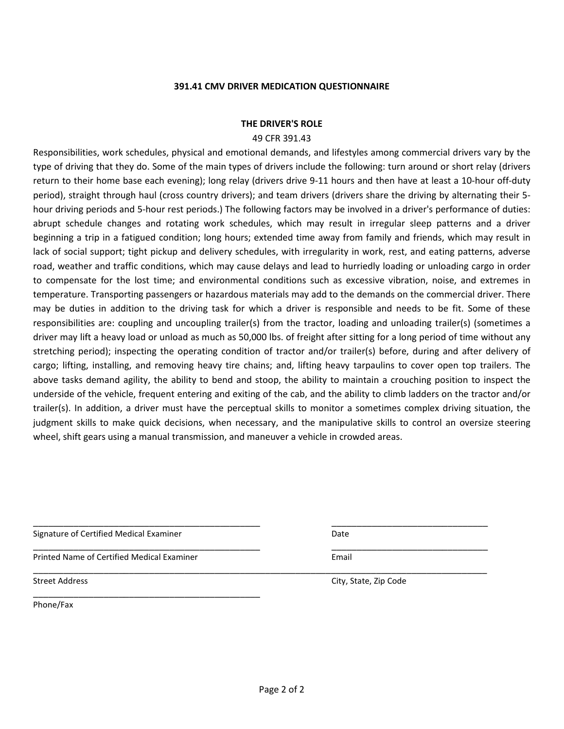**391.41 CMV DRIVER MEDICATION QUESTIONNAIRE**

**THE DRIVER'S ROLE**

49 CFR 391.43

Responsibilities, work schedules, physical and emotional demands, and lifestyles among commercial drivers vary by the type of driving that they do. Some of the main types of drivers include the following: turn around or short relay (drivers return to their home base each evening); long relay (drivers drive 9-11 hours and then have at least a 10-hour off-duty period), straight through haul (cross country drivers); and team drivers (drivers share the driving by alternating their 5-hour driving periods and 5-hour rest periods.) The following factors may be involved in a driver's performance of duties: abrupt schedule changes and rotating work schedules, which may result in irregular sleep patterns and a driver beginning a trip in a fatigued condition; long hours; extended time away from family and friends, which may result in lack of social support; tight pickup and delivery schedules, with irregularity in work, rest, and eating patterns, adverse road, weather and traffic conditions, which may cause delays and lead to hurriedly loading or unloading cargo in order to compensate for the lost time; and environmental conditions such as excessive vibration, noise, and extremes in temperature. Transporting passengers or hazardous materials may add to the demands on the commercial driver. There may be duties in addition to the driving task for which a driver is responsible and needs to be fit. Some of these responsibilities are: coupling and uncoupling trailer(s) from the tractor, loading and unloading trailer(s) (sometimes a driver may lift a heavy load or unload as much as 50,000 lbs. of freight after sitting for a long period of time without any stretching period); inspecting the operating condition of tractor and/or trailer(s) before, during and after delivery of cargo; lifting, installing, and removing heavy tire chains; and, lifting heavy tarpaulins to cover open top trailers. The above tasks demand agility, the ability to bend and stoop, the ability to maintain a crouching position to inspect the underside of the vehicle, frequent entering and exiting of the cab, and the ability to climb ladders on the tractor and/or trailer(s). In addition, a driver must have the perceptual skills to monitor a sometimes complex driving situation, the judgment skills to make quick decisions, when necessary, and the manipulative skills to control an oversize steering wheel, shift gears using a manual transmission, and maneuver a vehicle in crowded areas.

\_\_\_\_\_\_\_\_\_\_\_\_\_\_\_\_\_\_\_\_\_\_\_\_\_\_\_\_\_\_\_\_\_\_\_\_\_\_\_\_\_\_\_\_ \_\_\_\_\_\_\_\_\_\_\_\_\_\_\_\_\_\_\_\_\_\_\_\_\_\_\_\_\_\_\_\_

Signature of Certified Medical Examiner Date

\_\_\_\_\_\_\_\_\_\_\_\_\_\_\_\_\_\_\_\_\_\_\_\_\_\_\_\_\_\_\_\_\_\_\_\_\_\_\_\_\_\_\_\_ \_\_\_\_\_\_\_\_\_\_\_\_\_\_\_\_\_\_\_\_\_\_\_\_\_\_\_\_\_\_\_\_

Printed Name of Certified Medical Examiner Email

\_\_\_\_\_\_\_\_\_\_\_\_\_\_\_\_\_\_\_\_\_\_\_\_\_\_\_\_\_\_\_\_\_\_\_\_\_\_\_\_\_\_\_\_\_\_\_\_\_\_\_\_\_\_\_\_\_\_\_\_\_\_\_\_\_\_\_\_\_\_\_\_\_\_\_\_\_\_\_\_\_\_\_\_\_\_\_\_\_\_\_\_

Street Address City, State, Zip Code

\_\_\_\_\_\_\_\_\_\_\_\_\_\_\_\_\_\_\_\_\_\_\_\_\_\_\_\_\_\_\_\_\_\_\_\_\_\_\_\_\_\_\_\_

Phone/Fax